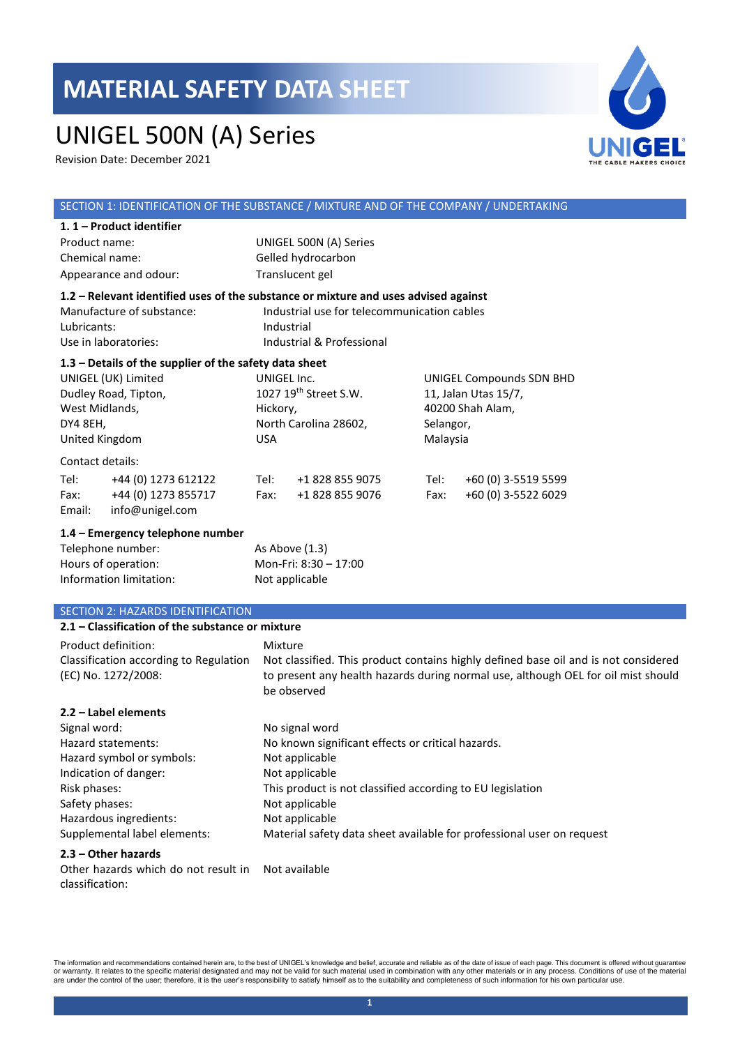# MATERIAL SAFETY DATA SHEET

# UNIGEL 500N (A) Series

Revision Date: December 2021

## SECTION 1: IDENTIFICATION OF THE SUBSTANCE / MIXTURE AND OF THE COMPANY / UNDERTAKING

### 1. 1 – Product identifier

| | |
|---|---|
| Product name: | UNIGEL 500N (A) Series |
| Chemical name: | Gelled hydrocarbon |
| Appearance and odour: | Translucent gel |

### 1.2 – Relevant identified uses of the substance or mixture and uses advised against

| | |
|---|---|
| Manufacture of substance: | Industrial use for telecommunication cables |
| Lubricants: | Industrial |
| Use in laboratories: | Industrial & Professional |

### 1.3 – Details of the supplier of the safety data sheet

| UNIGEL (UK) Limited | UNIGEL Inc. | UNIGEL Compounds SDN BHD |
|---|---|---|
| Dudley Road, Tipton, | 1027 19th Street S.W. | 11, Jalan Utas 15/7, |
| West Midlands, | Hickory, | 40200 Shah Alam, |
| DY4 8EH, | North Carolina 28602, | Selangor, |
| United Kingdom | USA | Malaysia |

Contact details:

| | | | | | |
|---|---|---|---|---|---|
| Tel: | +44 (0) 1273 612122 | Tel: | +1 828 855 9075 | Tel: | +60 (0) 3-5519 5599 |
| Fax: | +44 (0) 1273 855717 | Fax: | +1 828 855 9076 | Fax: | +60 (0) 3-5522 6029 |
| Email: | info@unigel.com | | | | |

### 1.4 – Emergency telephone number

| | |
|---|---|
| Telephone number: | As Above (1.3) |
| Hours of operation: | Mon-Fri: 8:30 – 17:00 |
| Information limitation: | Not applicable |

## SECTION 2: HAZARDS IDENTIFICATION

### 2.1 – Classification of the substance or mixture

| | |
|---|---|
| Product definition: | Mixture |
| Classification according to Regulation (EC) No. 1272/2008: | Not classified. This product contains highly defined base oil and is not considered to present any health hazards during normal use, although OEL for oil mist should be observed |

### 2.2 – Label elements

| | |
|---|---|
| Signal word: | No signal word |
| Hazard statements: | No known significant effects or critical hazards. |
| Hazard symbol or symbols: | Not applicable |
| Indication of danger: | Not applicable |
| Risk phases: | This product is not classified according to EU legislation |
| Safety phases: | Not applicable |
| Hazardous ingredients: | Not applicable |
| Supplemental label elements: | Material safety data sheet available for professional user on request |

### 2.3 – Other hazards

| | |
|---|---|
| Other hazards which do not result in classification: | Not available |

The information and recommendations contained herein are, to the best of UNIGEL's knowledge and belief, accurate and reliable as of the date of issue of each page. This document is offered without guarantee or warranty. It relates to the specific material designated and may not be valid for such material used in combination with any other materials or in any process. Conditions of use of the material are under the control of the user; therefore, it is the user's responsibility to satisfy himself as to the suitability and completeness of such information for his own particular use.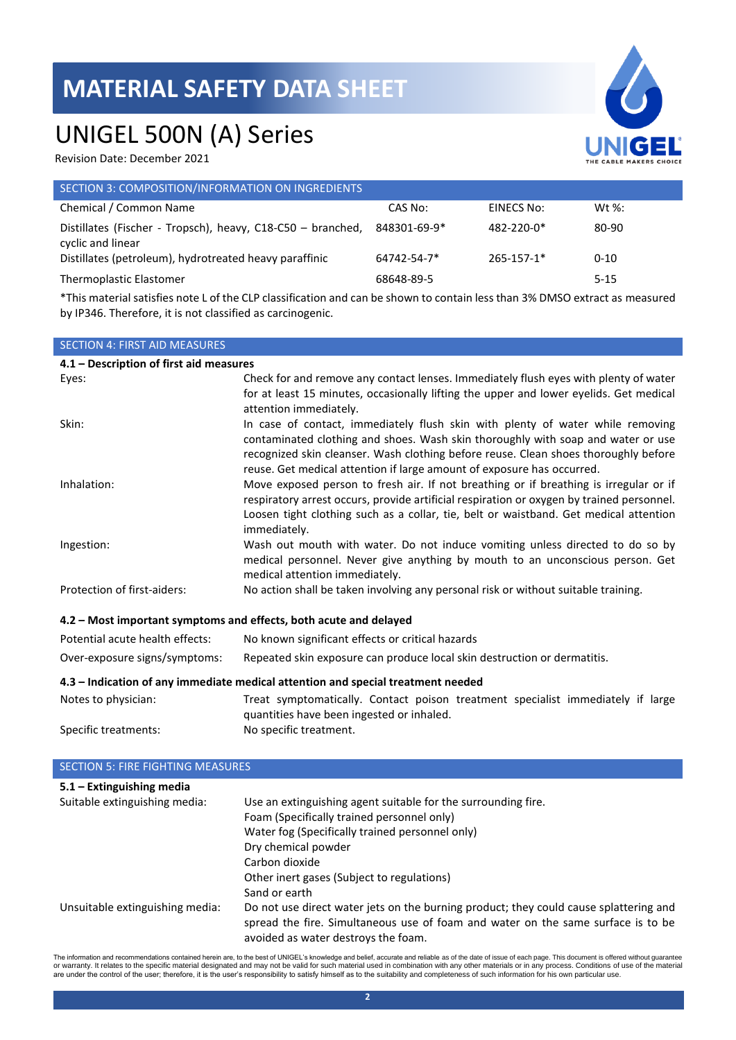# MATERIAL SAFETY DATA SHEET

## UNIGEL 500N (A) Series

Revision Date: December 2021

### SECTION 3: COMPOSITION/INFORMATION ON INGREDIENTS

| Chemical / Common Name | CAS No: | EINECS No: | Wt %: |
|---|---|---|---|
| Distillates (Fischer - Tropsch), heavy, C18-C50 – branched, cyclic and linear | 848301-69-9* | 482-220-0* | 80-90 |
| Distillates (petroleum), hydrotreated heavy paraffinic | 64742-54-7* | 265-157-1* | 0-10 |
| Thermoplastic Elastomer | 68648-89-5 | | 5-15 |

*This material satisfies note L of the CLP classification and can be shown to contain less than 3% DMSO extract as measured by IP346. Therefore, it is not classified as carcinogenic.

### SECTION 4: FIRST AID MEASURES

**4.1 – Description of first aid measures**

| | |
|---|---|
| Eyes: | Check for and remove any contact lenses. Immediately flush eyes with plenty of water for at least 15 minutes, occasionally lifting the upper and lower eyelids. Get medical attention immediately. |
| Skin: | In case of contact, immediately flush skin with plenty of water while removing contaminated clothing and shoes. Wash skin thoroughly with soap and water or use recognized skin cleanser. Wash clothing before reuse. Clean shoes thoroughly before reuse. Get medical attention if large amount of exposure has occurred. |
| Inhalation: | Move exposed person to fresh air. If not breathing or if breathing is irregular or if respiratory arrest occurs, provide artificial respiration or oxygen by trained personnel. Loosen tight clothing such as a collar, tie, belt or waistband. Get medical attention immediately. |
| Ingestion: | Wash out mouth with water. Do not induce vomiting unless directed to do so by medical personnel. Never give anything by mouth to an unconscious person. Get medical attention immediately. |
| Protection of first-aiders: | No action shall be taken involving any personal risk or without suitable training. |

**4.2 – Most important symptoms and effects, both acute and delayed**

| | |
|---|---|
| Potential acute health effects: | No known significant effects or critical hazards |
| Over-exposure signs/symptoms: | Repeated skin exposure can produce local skin destruction or dermatitis. |

**4.3 – Indication of any immediate medical attention and special treatment needed**

| | |
|---|---|
| Notes to physician: | Treat symptomatically. Contact poison treatment specialist immediately if large quantities have been ingested or inhaled. |
| Specific treatments: | No specific treatment. |

### SECTION 5: FIRE FIGHTING MEASURES

**5.1 – Extinguishing media**

Suitable extinguishing media:

Use an extinguishing agent suitable for the surrounding fire.
Foam (Specifically trained personnel only)
Water fog (Specifically trained personnel only)
Dry chemical powder
Carbon dioxide
Other inert gases (Subject to regulations)
Sand or earth

Unsuitable extinguishing media:

Do not use direct water jets on the burning product; they could cause splattering and spread the fire. Simultaneous use of foam and water on the same surface is to be avoided as water destroys the foam.

The information and recommendations contained herein are, to the best of UNIGEL's knowledge and belief, accurate and reliable as of the date of issue of each page. This document is offered without guarantee or warranty. It relates to the specific material designated and may not be valid for such material used in combination with any other materials or in any process. Conditions of use of the material are under the control of the user; therefore, it is the user's responsibility to satisfy himself as to the suitability and completeness of such information for his own particular use.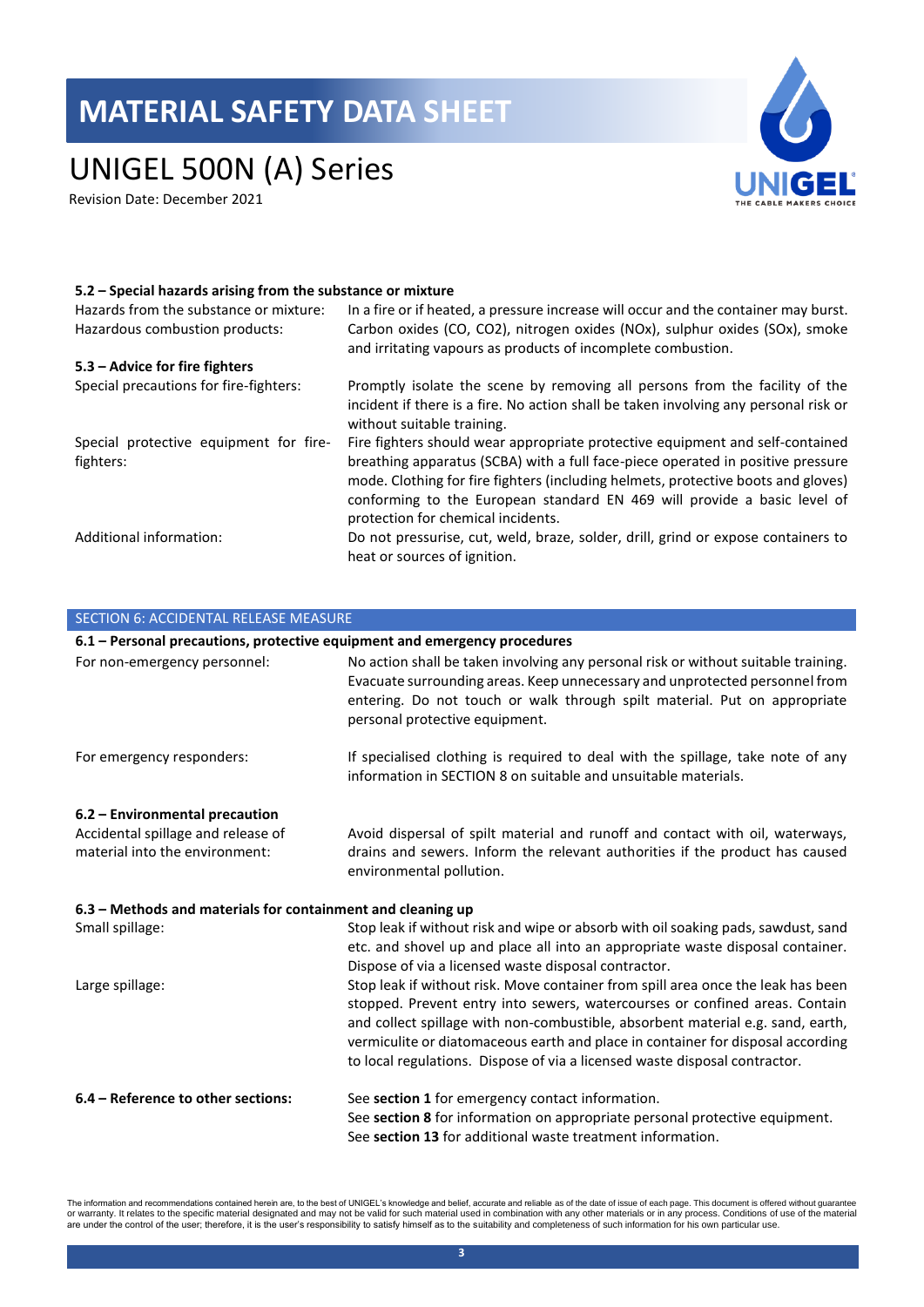# MATERIAL SAFETY DATA SHEET

# UNIGEL 500N (A) Series

Revision Date: December 2021

**5.2 – Special hazards arising from the substance or mixture**

| | |
|---|---|
| Hazards from the substance or mixture: | In a fire or if heated, a pressure increase will occur and the container may burst. |
| Hazardous combustion products: | Carbon oxides (CO, $CO_2$), nitrogen oxides ($NO_x$), sulphur oxides ($SO_x$), smoke and irritating vapours as products of incomplete combustion. |

**5.3 – Advice for fire fighters**

| | |
|---|---|
| Special precautions for fire-fighters: | Promptly isolate the scene by removing all persons from the facility of the incident if there is a fire. No action shall be taken involving any personal risk or without suitable training. |
| Special protective equipment for fire-fighters: | Fire fighters should wear appropriate protective equipment and self-contained breathing apparatus (SCBA) with a full face-piece operated in positive pressure mode. Clothing for fire fighters (including helmets, protective boots and gloves) conforming to the European standard EN 469 will provide a basic level of protection for chemical incidents. |
| Additional information: | Do not pressurise, cut, weld, braze, solder, drill, grind or expose containers to heat or sources of ignition. |

## SECTION 6: ACCIDENTAL RELEASE MEASURE

**6.1 – Personal precautions, protective equipment and emergency procedures**

| | |
|---|---|
| For non-emergency personnel: | No action shall be taken involving any personal risk or without suitable training. Evacuate surrounding areas. Keep unnecessary and unprotected personnel from entering. Do not touch or walk through spilt material. Put on appropriate personal protective equipment. |
| For emergency responders: | If specialised clothing is required to deal with the spillage, take note of any information in SECTION 8 on suitable and unsuitable materials. |

**6.2 – Environmental precaution**

| | |
|---|---|
| Accidental spillage and release of material into the environment: | Avoid dispersal of spilt material and runoff and contact with oil, waterways, drains and sewers. Inform the relevant authorities if the product has caused environmental pollution. |

**6.3 – Methods and materials for containment and cleaning up**

| | |
|---|---|
| Small spillage: | Stop leak if without risk and wipe or absorb with oil soaking pads, sawdust, sand etc. and shovel up and place all into an appropriate waste disposal container. Dispose of via a licensed waste disposal contractor. |
| Large spillage: | Stop leak if without risk. Move container from spill area once the leak has been stopped. Prevent entry into sewers, watercourses or confined areas. Contain and collect spillage with non-combustible, absorbent material e.g. sand, earth, vermiculite or diatomaceous earth and place in container for disposal according to local regulations. Dispose of via a licensed waste disposal contractor. |

| | |
|---|---|
| **6.4 – Reference to other sections:** | See **section 1** for emergency contact information.<br>See **section 8** for information on appropriate personal protective equipment.<br>See **section 13** for additional waste treatment information. |

The information and recommendations contained herein are, to the best of UNIGEL's knowledge and belief, accurate and reliable as of the date of issue of each page. This document is offered without guarantee or warranty. It relates to the specific material designated and may not be valid for such material used in combination with any other materials or in any process. Conditions of use of the material are under the control of the user; therefore, it is the user's responsibility to satisfy himself as to the suitability and completeness of such information for his own particular use.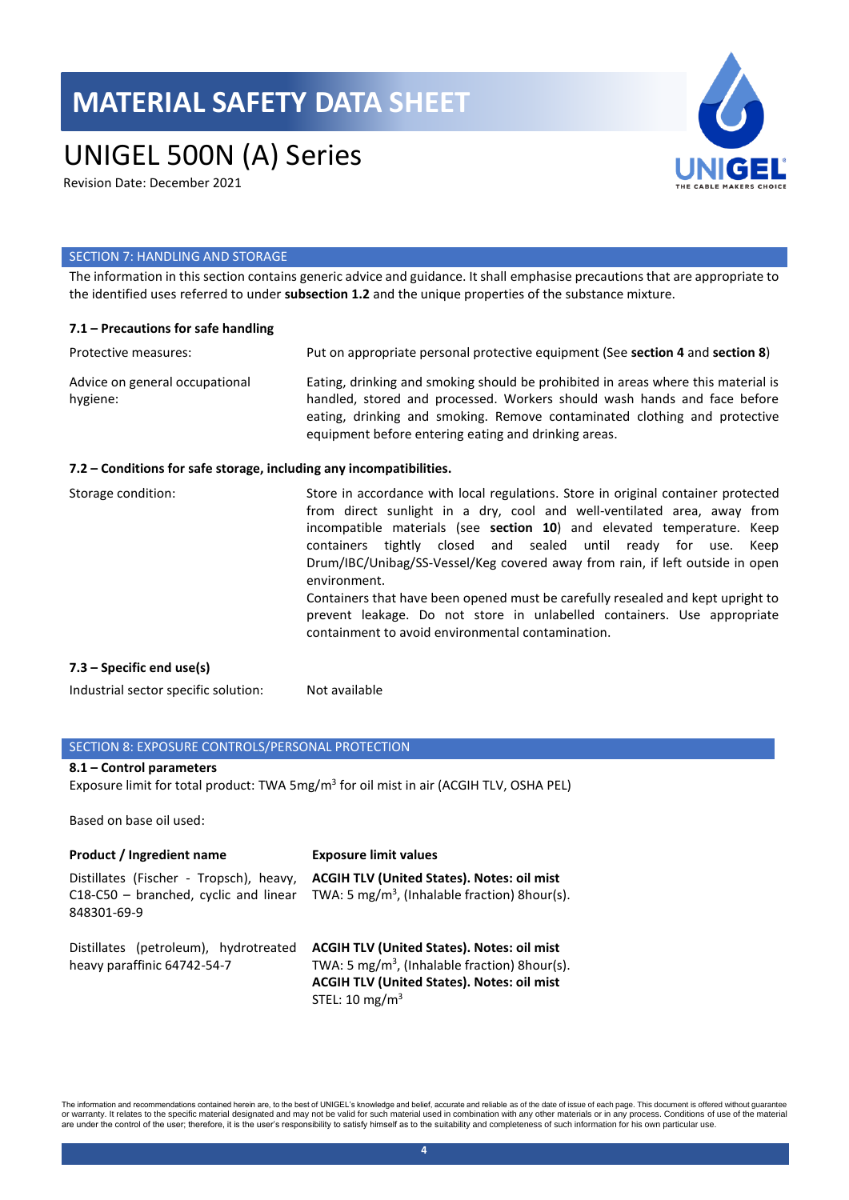## SECTION 7: HANDLING AND STORAGE

The information in this section contains generic advice and guidance. It shall emphasise precautions that are appropriate to the identified uses referred to under **subsection 1.2** and the unique properties of the substance mixture.

### 7.1 – Precautions for safe handling

| | |
|---|---|
| Protective measures: | Put on appropriate personal protective equipment (See **section 4** and **section 8**) |
| Advice on general occupational hygiene: | Eating, drinking and smoking should be prohibited in areas where this material is handled, stored and processed. Workers should wash hands and face before eating, drinking and smoking. Remove contaminated clothing and protective equipment before entering eating and drinking areas. |

### 7.2 – Conditions for safe storage, including any incompatibilities.

| | |
|---|---|
| Storage condition: | Store in accordance with local regulations. Store in original container protected from direct sunlight in a dry, cool and well-ventilated area, away from incompatible materials (see **section 10**) and elevated temperature. Keep containers tightly closed and sealed until ready for use. Keep Drum/IBC/Unibag/SS-Vessel/Keg covered away from rain, if left outside in open environment.<br>Containers that have been opened must be carefully resealed and kept upright to prevent leakage. Do not store in unlabelled containers. Use appropriate containment to avoid environmental contamination. |

### 7.3 – Specific end use(s)

| | |
|---|---|
| Industrial sector specific solution: | Not available |

## SECTION 8: EXPOSURE CONTROLS/PERSONAL PROTECTION

### 8.1 – Control parameters

Exposure limit for total product: TWA 5mg/m$^3$ for oil mist in air (ACGIH TLV, OSHA PEL)

Based on base oil used:

| Product / Ingredient name | Exposure limit values |
|---|---|
| Distillates (Fischer - Tropsch), heavy, C18-C50 – branched, cyclic and linear 848301-69-9 | **ACGIH TLV (United States). Notes: oil mist**<br>TWA: 5 mg/m$^3$, (Inhalable fraction) 8hour(s). |
| Distillates (petroleum), hydrotreated heavy paraffinic 64742-54-7 | **ACGIH TLV (United States). Notes: oil mist**<br>TWA: 5 mg/m$^3$, (Inhalable fraction) 8hour(s).<br>**ACGIH TLV (United States). Notes: oil mist**<br>STEL: 10 mg/m$^3$ |

The information and recommendations contained herein are, to the best of UNIGEL's knowledge and belief, accurate and reliable as of the date of issue of each page. This document is offered without guarantee or warranty. It relates to the specific material designated and may not be valid for such material used in combination with any other materials or in any process. Conditions of use of the material are under the control of the user; therefore, it is the user's responsibility to satisfy himself as to the suitability and completeness of such information for his own particular use.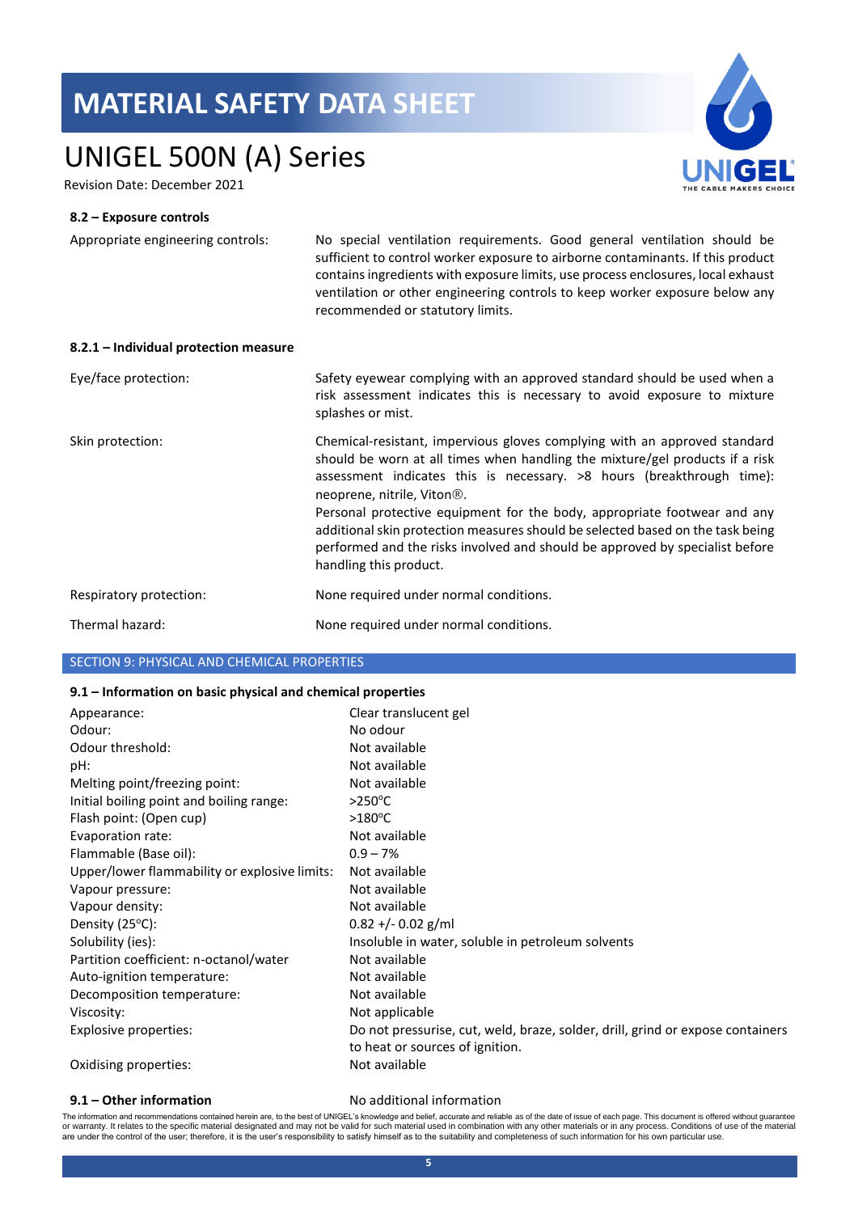#### 8.2 – Exposure controls

| | |
|---|---|
| Appropriate engineering controls: | No special ventilation requirements. Good general ventilation should be sufficient to control worker exposure to airborne contaminants. If this product contains ingredients with exposure limits, use process enclosures, local exhaust ventilation or other engineering controls to keep worker exposure below any recommended or statutory limits. |

#### 8.2.1 – Individual protection measure

| | |
|---|---|
| Eye/face protection: | Safety eyewear complying with an approved standard should be used when a risk assessment indicates this is necessary to avoid exposure to mixture splashes or mist. |
| Skin protection: | Chemical-resistant, impervious gloves complying with an approved standard should be worn at all times when handling the mixture/gel products if a risk assessment indicates this is necessary. >8 hours (breakthrough time): neoprene, nitrile, Viton®.<br>Personal protective equipment for the body, appropriate footwear and any additional skin protection measures should be selected based on the task being performed and the risks involved and should be approved by specialist before handling this product. |
| Respiratory protection: | None required under normal conditions. |
| Thermal hazard: | None required under normal conditions. |

## SECTION 9: PHYSICAL AND CHEMICAL PROPERTIES

#### 9.1 – Information on basic physical and chemical properties

| | |
|---|---|
| Appearance: | Clear translucent gel |
| Odour: | No odour |
| Odour threshold: | Not available |
| pH: | Not available |
| Melting point/freezing point: | Not available |
| Initial boiling point and boiling range: | >250°C |
| Flash point: (Open cup) | >180°C |
| Evaporation rate: | Not available |
| Flammable (Base oil): | 0.9 – 7% |
| Upper/lower flammability or explosive limits: | Not available |
| Vapour pressure: | Not available |
| Vapour density: | Not available |
| Density (25°C): | 0.82 +/- 0.02 g/ml |
| Solubility (ies): | Insoluble in water, soluble in petroleum solvents |
| Partition coefficient: n-octanol/water | Not available |
| Auto-ignition temperature: | Not available |
| Decomposition temperature: | Not available |
| Viscosity: | Not applicable |
| Explosive properties: | Do not pressurise, cut, weld, braze, solder, drill, grind or expose containers to heat or sources of ignition. |
| Oxidising properties: | Not available |

#### 9.1 – Other information

No additional information

The information and recommendations contained herein are, to the best of UNIGEL's knowledge and belief, accurate and reliable as of the date of issue of each page. This document is offered without guarantee or warranty. It relates to the specific material designated and may not be valid for such material used in combination with any other materials or in any process. Conditions of use of the material are under the control of the user; therefore, it is the user's responsibility to satisfy himself as to the suitability and completeness of such information for his own particular use.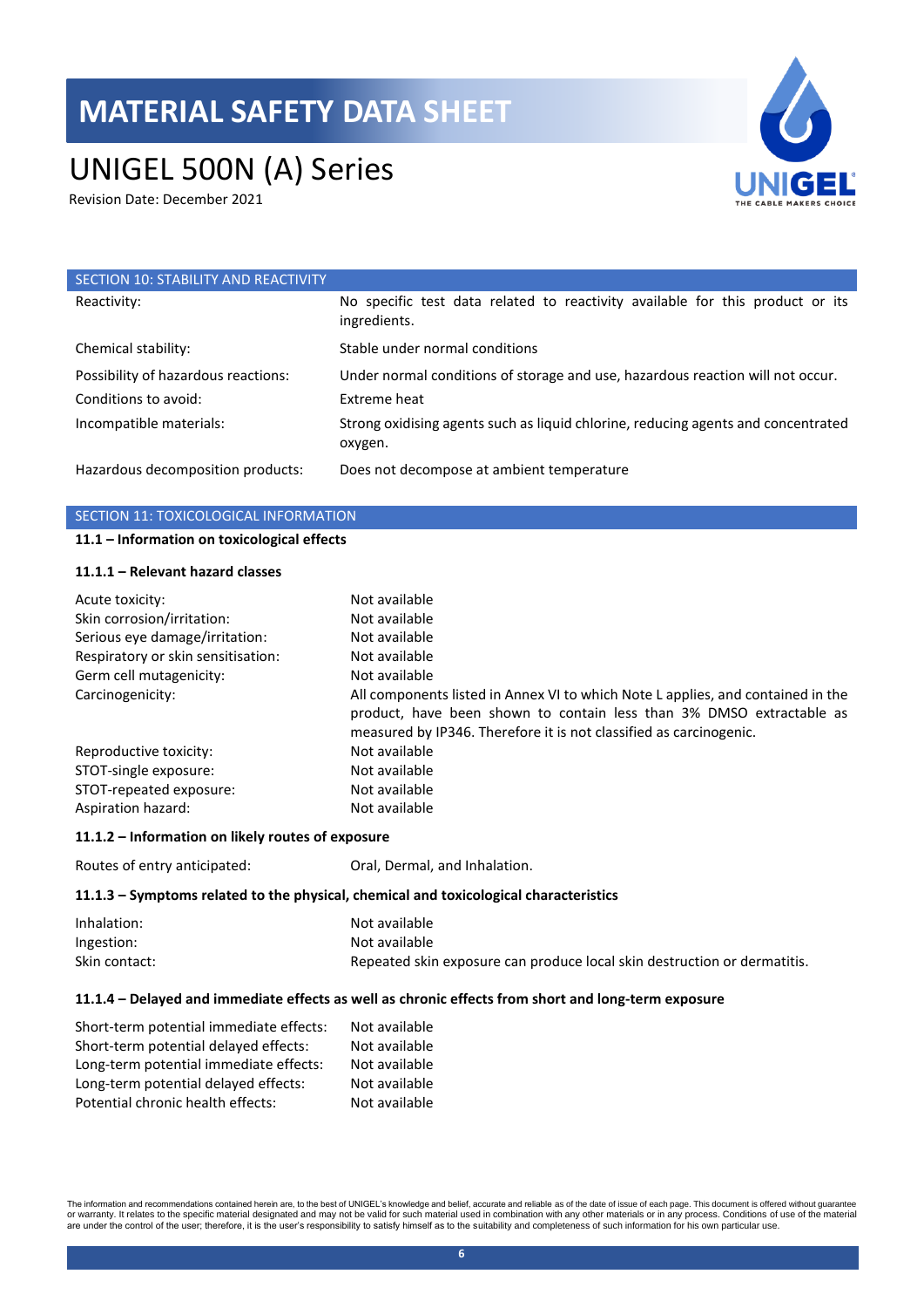## SECTION 10: STABILITY AND REACTIVITY

| | |
|---|---|
| Reactivity: | No specific test data related to reactivity available for this product or its ingredients. |
| Chemical stability: | Stable under normal conditions |
| Possibility of hazardous reactions: | Under normal conditions of storage and use, hazardous reaction will not occur. |
| Conditions to avoid: | Extreme heat |
| Incompatible materials: | Strong oxidising agents such as liquid chlorine, reducing agents and concentrated oxygen. |
| Hazardous decomposition products: | Does not decompose at ambient temperature |

## SECTION 11: TOXICOLOGICAL INFORMATION

### 11.1 – Information on toxicological effects

#### 11.1.1 – Relevant hazard classes

| | |
|---|---|
| Acute toxicity: | Not available |
| Skin corrosion/irritation: | Not available |
| Serious eye damage/irritation: | Not available |
| Respiratory or skin sensitisation: | Not available |
| Germ cell mutagenicity: | Not available |
| Carcinogenicity: | All components listed in Annex VI to which Note L applies, and contained in the product, have been shown to contain less than 3% DMSO extractable as measured by IP346. Therefore it is not classified as carcinogenic. |
| Reproductive toxicity: | Not available |
| STOT-single exposure: | Not available |
| STOT-repeated exposure: | Not available |
| Aspiration hazard: | Not available |

#### 11.1.2 – Information on likely routes of exposure

| | |
|---|---|
| Routes of entry anticipated: | Oral, Dermal, and Inhalation. |

#### 11.1.3 – Symptoms related to the physical, chemical and toxicological characteristics

| | |
|---|---|
| Inhalation: | Not available |
| Ingestion: | Not available |
| Skin contact: | Repeated skin exposure can produce local skin destruction or dermatitis. |

#### 11.1.4 – Delayed and immediate effects as well as chronic effects from short and long-term exposure

| | |
|---|---|
| Short-term potential immediate effects: | Not available |
| Short-term potential delayed effects: | Not available |
| Long-term potential immediate effects: | Not available |
| Long-term potential delayed effects: | Not available |
| Potential chronic health effects: | Not available |

The information and recommendations contained herein are, to the best of UNIGEL's knowledge and belief, accurate and reliable as of the date of issue of each page. This document is offered without guarantee or warranty. It relates to the specific material designated and may not be valid for such material used in combination with any other materials or in any process. Conditions of use of the material are under the control of the user; therefore, it is the user's responsibility to satisfy himself as to the suitability and completeness of such information for his own particular use.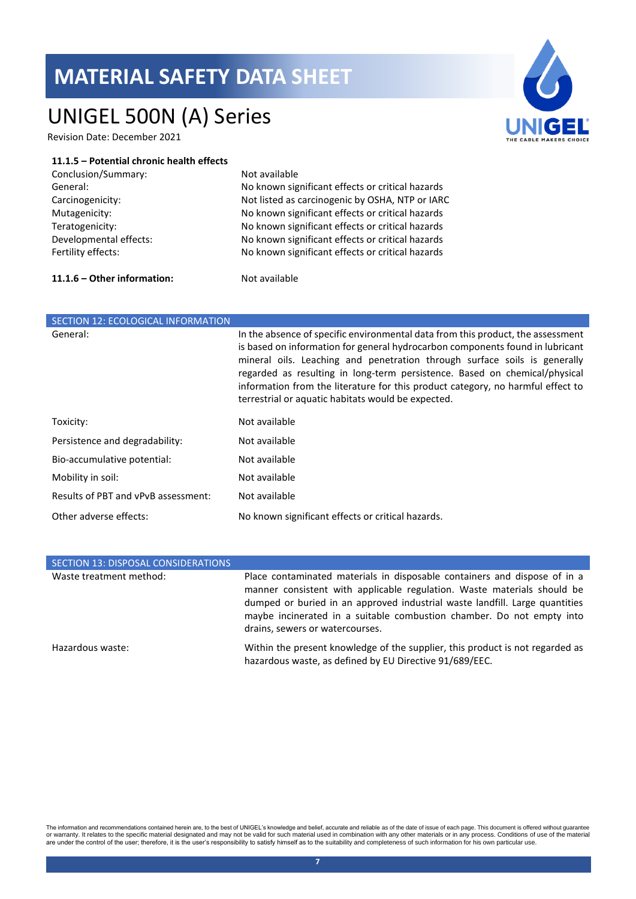#### 11.1.5 – Potential chronic health effects

| | |
|---|---|
| Conclusion/Summary: | Not available |
| General: | No known significant effects or critical hazards |
| Carcinogenicity: | Not listed as carcinogenic by OSHA, NTP or IARC |
| Mutagenicity: | No known significant effects or critical hazards |
| Teratogenicity: | No known significant effects or critical hazards |
| Developmental effects: | No known significant effects or critical hazards |
| Fertility effects: | No known significant effects or critical hazards |

**11.1.6 – Other information:** Not available

## SECTION 12: ECOLOGICAL INFORMATION

| | |
|---|---|
| General: | In the absence of specific environmental data from this product, the assessment is based on information for general hydrocarbon components found in lubricant mineral oils. Leaching and penetration through surface soils is generally regarded as resulting in long-term persistence. Based on chemical/physical information from the literature for this product category, no harmful effect to terrestrial or aquatic habitats would be expected. |
| Toxicity: | Not available |
| Persistence and degradability: | Not available |
| Bio-accumulative potential: | Not available |
| Mobility in soil: | Not available |
| Results of PBT and vPvB assessment: | Not available |
| Other adverse effects: | No known significant effects or critical hazards. |

## SECTION 13: DISPOSAL CONSIDERATIONS

| | |
|---|---|
| Waste treatment method: | Place contaminated materials in disposable containers and dispose of in a manner consistent with applicable regulation. Waste materials should be dumped or buried in an approved industrial waste landfill. Large quantities maybe incinerated in a suitable combustion chamber. Do not empty into drains, sewers or watercourses. |
| Hazardous waste: | Within the present knowledge of the supplier, this product is not regarded as hazardous waste, as defined by EU Directive 91/689/EEC. |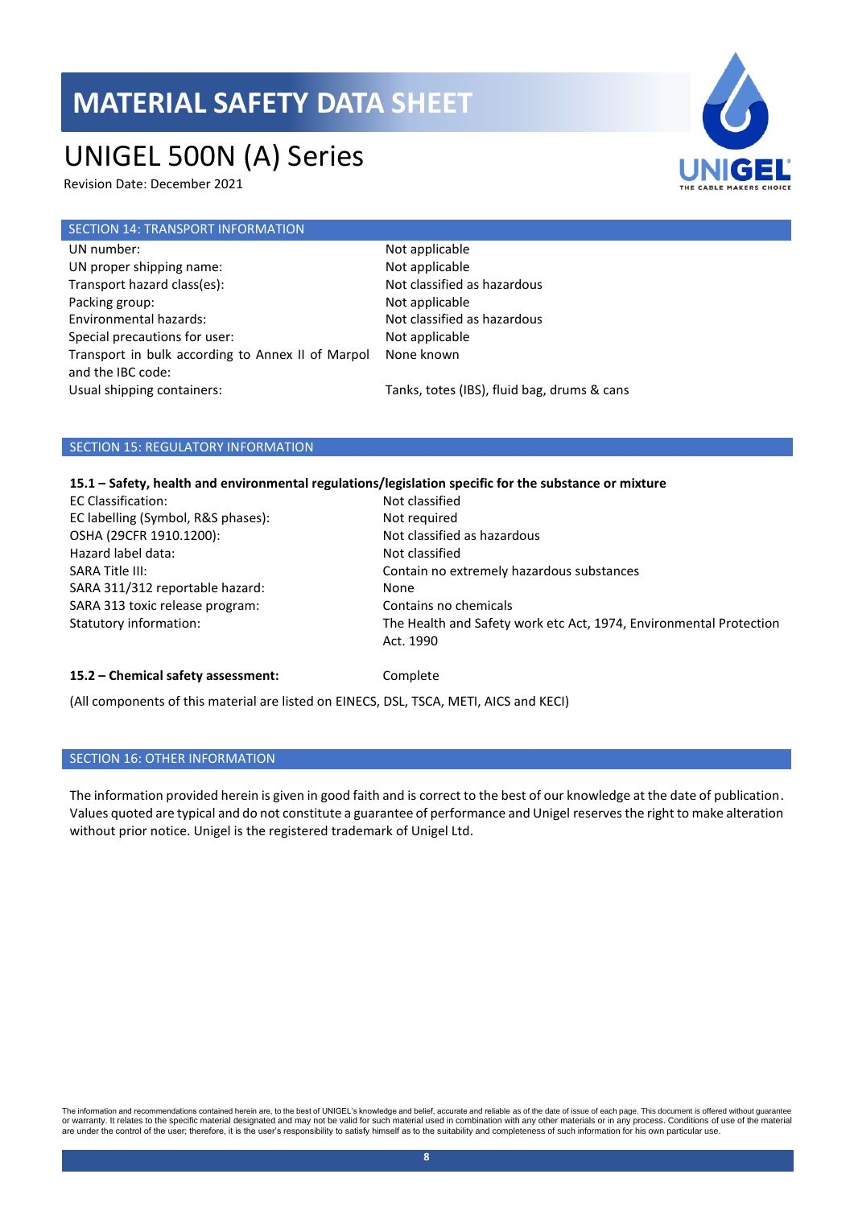# MATERIAL SAFETY DATA SHEET

# UNIGEL 500N (A) Series

Revision Date: December 2021

## SECTION 14: TRANSPORT INFORMATION

| | |
|---|---|
| UN number: | Not applicable |
| UN proper shipping name: | Not applicable |
| Transport hazard class(es): | Not classified as hazardous |
| Packing group: | Not applicable |
| Environmental hazards: | Not classified as hazardous |
| Special precautions for user: | Not applicable |
| Transport in bulk according to Annex II of Marpol and the IBC code: | None known |
| Usual shipping containers: | Tanks, totes (IBS), fluid bag, drums & cans |

## SECTION 15: REGULATORY INFORMATION

**15.1 – Safety, health and environmental regulations/legislation specific for the substance or mixture**

| | |
|---|---|
| EC Classification: | Not classified |
| EC labelling (Symbol, R&S phases): | Not required |
| OSHA (29CFR 1910.1200): | Not classified as hazardous |
| Hazard label data: | Not classified |
| SARA Title III: | Contain no extremely hazardous substances |
| SARA 311/312 reportable hazard: | None |
| SARA 313 toxic release program: | Contains no chemicals |
| Statutory information: | The Health and Safety work etc Act, 1974, Environmental Protection Act. 1990 |

**15.2 – Chemical safety assessment:** Complete

(All components of this material are listed on EINECS, DSL, TSCA, METI, AICS and KECI)

## SECTION 16: OTHER INFORMATION

The information provided herein is given in good faith and is correct to the best of our knowledge at the date of publication. Values quoted are typical and do not constitute a guarantee of performance and Unigel reserves the right to make alteration without prior notice. Unigel is the registered trademark of Unigel Ltd.

The information and recommendations contained herein are, to the best of UNIGEL's knowledge and belief, accurate and reliable as of the date of issue of each page. This document is offered without guarantee or warranty. It relates to the specific material designated and may not be valid for such material used in combination with any other materials or in any process. Conditions of use of the material are under the control of the user; therefore, it is the user's responsibility to satisfy himself as to the suitability and completeness of such information for his own particular use.